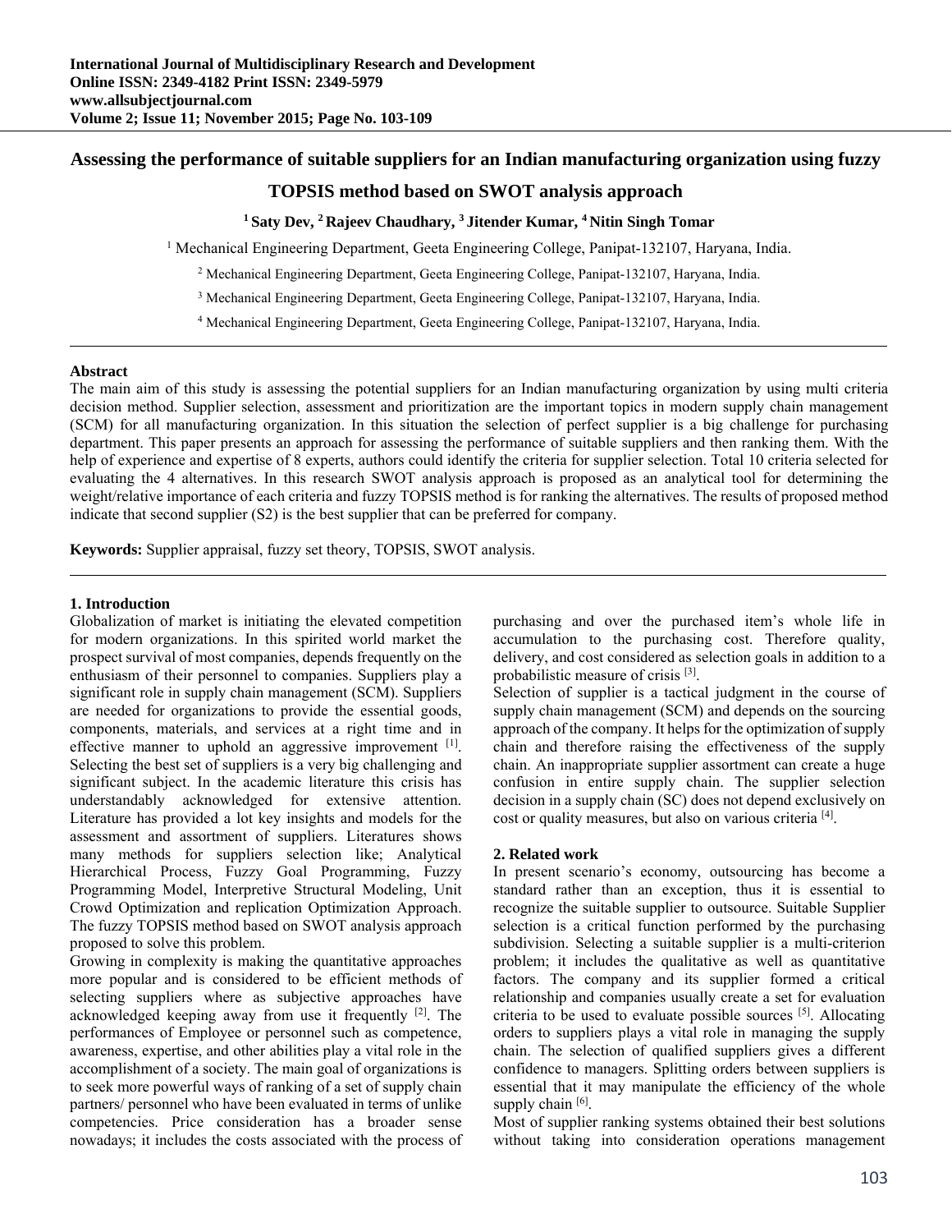# Assessing the performance of suitable suppliers for an Indian manufacturing organization using fuzzy TOPSIS method based on SWOT analysis approach

**[1] Saty Dev, [2] Rajeev Chaudhary, [3] Jitender Kumar, [4] Nitin Singh Tomar**

[1] Mechanical Engineering Department, Geeta Engineering College, Panipat-132107, Haryana, India.

[2] Mechanical Engineering Department, Geeta Engineering College, Panipat-132107, Haryana, India.

[3] Mechanical Engineering Department, Geeta Engineering College, Panipat-132107, Haryana, India.

[4] Mechanical Engineering Department, Geeta Engineering College, Panipat-132107, Haryana, India.

---

**Abstract**

The main aim of this study is assessing the potential suppliers for an Indian manufacturing organization by using multi criteria decision method. Supplier selection, assessment and prioritization are the important topics in modern supply chain management (SCM) for all manufacturing organization. In this situation the selection of perfect supplier is a big challenge for purchasing department. This paper presents an approach for assessing the performance of suitable suppliers and then ranking them. With the help of experience and expertise of 8 experts, authors could identify the criteria for supplier selection. Total 10 criteria selected for evaluating the 4 alternatives. In this research SWOT analysis approach is proposed as an analytical tool for determining the weight/relative importance of each criteria and fuzzy TOPSIS method is for ranking the alternatives. The results of proposed method indicate that second supplier (S2) is the best supplier that can be preferred for company.

**Keywords:** Supplier appraisal, fuzzy set theory, TOPSIS, SWOT analysis.

---

## 1. Introduction

Globalization of market is initiating the elevated competition for modern organizations. In this spirited world market the prospect survival of most companies, depends frequently on the enthusiasm of their personnel to companies. Suppliers play a significant role in supply chain management (SCM). Suppliers are needed for organizations to provide the essential goods, components, materials, and services at a right time and in effective manner to uphold an aggressive improvement [1]. Selecting the best set of suppliers is a very big challenging and significant subject. In the academic literature this crisis has understandably acknowledged for extensive attention. Literature has provided a lot key insights and models for the assessment and assortment of suppliers. Literatures shows many methods for suppliers selection like; Analytical Hierarchical Process, Fuzzy Goal Programming, Fuzzy Programming Model, Interpretive Structural Modeling, Unit Crowd Optimization and replication Optimization Approach. The fuzzy TOPSIS method based on SWOT analysis approach proposed to solve this problem.

Growing in complexity is making the quantitative approaches more popular and is considered to be efficient methods of selecting suppliers where as subjective approaches have acknowledged keeping away from use it frequently [2]. The performances of Employee or personnel such as competence, awareness, expertise, and other abilities play a vital role in the accomplishment of a society. The main goal of organizations is to seek more powerful ways of ranking of a set of supply chain partners/ personnel who have been evaluated in terms of unlike competencies. Price consideration has a broader sense nowadays; it includes the costs associated with the process of purchasing and over the purchased item's whole life in accumulation to the purchasing cost. Therefore quality, delivery, and cost considered as selection goals in addition to a probabilistic measure of crisis [3].

Selection of supplier is a tactical judgment in the course of supply chain management (SCM) and depends on the sourcing approach of the company. It helps for the optimization of supply chain and therefore raising the effectiveness of the supply chain. An inappropriate supplier assortment can create a huge confusion in entire supply chain. The supplier selection decision in a supply chain (SC) does not depend exclusively on cost or quality measures, but also on various criteria [4].

## 2. Related work

In present scenario's economy, outsourcing has become a standard rather than an exception, thus it is essential to recognize the suitable supplier to outsource. Suitable Supplier selection is a critical function performed by the purchasing subdivision. Selecting a suitable supplier is a multi-criterion problem; it includes the qualitative as well as quantitative factors. The company and its supplier formed a critical relationship and companies usually create a set for evaluation criteria to be used to evaluate possible sources [5]. Allocating orders to suppliers plays a vital role in managing the supply chain. The selection of qualified suppliers gives a different confidence to managers. Splitting orders between suppliers is essential that it may manipulate the efficiency of the whole supply chain [6].

Most of supplier ranking systems obtained their best solutions without taking into consideration operations management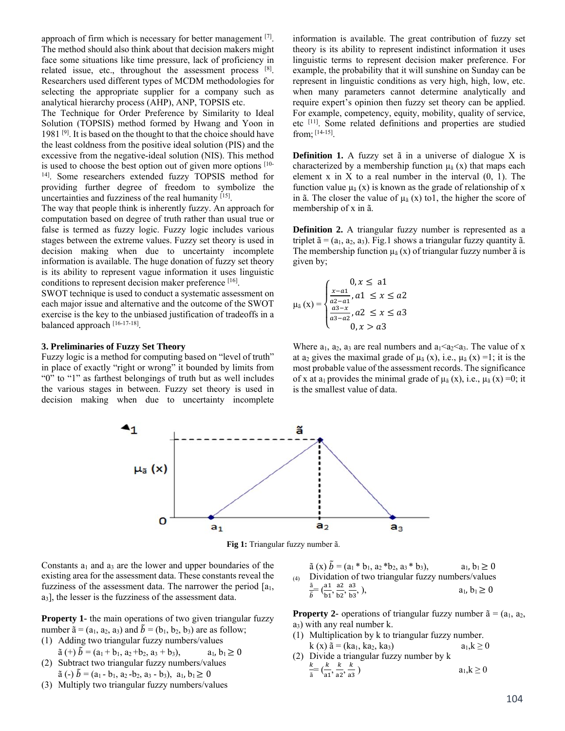approach of firm which is necessary for better management [7]. The method should also think about that decision makers might face some situations like time pressure, lack of proficiency in related issue, etc., throughout the assessment process [8]. Researchers used different types of MCDM methodologies for selecting the appropriate supplier for a company such as analytical hierarchy process (AHP), ANP, TOPSIS etc.

The Technique for Order Preference by Similarity to Ideal Solution (TOPSIS) method formed by Hwang and Yoon in 1981 [9]. It is based on the thought to that the choice should have the least coldness from the positive ideal solution (PIS) and the excessive from the negative-ideal solution (NIS). This method is used to choose the best option out of given more options [10-14]. Some researchers extended fuzzy TOPSIS method for providing further degree of freedom to symbolize the uncertainties and fuzziness of the real humanity [15].

The way that people think is inherently fuzzy. An approach for computation based on degree of truth rather than usual true or false is termed as fuzzy logic. Fuzzy logic includes various stages between the extreme values. Fuzzy set theory is used in decision making when due to uncertainty incomplete information is available. The huge donation of fuzzy set theory is its ability to represent vague information it uses linguistic conditions to represent decision maker preference [16].

SWOT technique is used to conduct a systematic assessment on each major issue and alternative and the outcome of the SWOT exercise is the key to the unbiased justification of tradeoffs in a balanced approach [16-17-18].

### 3. Preliminaries of Fuzzy Set Theory

Fuzzy logic is a method for computing based on "level of truth" in place of exactly "right or wrong" it bounded by limits from "0" to "1" as farthest belongings of truth but as well includes the various stages in between. Fuzzy set theory is used in decision making when due to uncertainty incomplete information is available. The great contribution of fuzzy set theory is its ability to represent indistinct information it uses linguistic terms to represent decision maker preference. For example, the probability that it will sunshine on Sunday can be represent in linguistic conditions as very high, high, low, etc. when many parameters cannot determine analytically and require expert's opinion then fuzzy set theory can be applied. For example, competency, equity, mobility, quality of service, etc [11]. Some related definitions and properties are studied from; [14-15].

**Definition 1.** A fuzzy set ã in a universe of dialogue X is characterized by a membership function $\mu_{\tilde{a}}(x)$ that maps each element x in X to a real number in the interval (0, 1). The function value $\mu_{\tilde{a}}(x)$ is known as the grade of relationship of x in ã. The closer the value of $\mu_{\tilde{a}}(x)$ to1, the higher the score of membership of x in ã.

**Definition 2.** A triangular fuzzy number is represented as a triplet $\tilde{a} = (a_1, a_2, a_3)$. Fig.1 shows a triangular fuzzy quantity ã. The membership function $\mu_{\tilde{a}}(x)$ of triangular fuzzy number ã is given by;

$$\mu_{\tilde{a}}(x) = \begin{cases} 0, x \leq a1 \\ \frac{x-a1}{a2-a1}, a1 \leq x \leq a2 \\ \frac{a3-x}{a3-a2}, a2 \leq x \leq a3 \\ 0, x > a3 \end{cases}$$

Where $a_1, a_2, a_3$ are real numbers and $a_1<a_2<a_3$. The value of x at $a_2$ gives the maximal grade of $\mu_{\tilde{a}}(x)$, i.e., $\mu_{\tilde{a}}(x) = 1$; it is the most probable value of the assessment records. The significance of x at $a_1$ provides the minimal grade of $\mu_{\tilde{a}}(x)$, i.e., $\mu_{\tilde{a}}(x) = 0$; it is the smallest value of data.

**Fig 1:** Triangular fuzzy number ã.

Constants $a_1$ and $a_3$ are the lower and upper boundaries of the existing area for the assessment data. These constants reveal the fuzziness of the assessment data. The narrower the period $[a_1, a_3]$, the lesser is the fuzziness of the assessment data.

**Property 1-** the main operations of two given triangular fuzzy number $\tilde{a} = (a_1, a_2, a_3)$ and $\tilde{b} = (b_1, b_2, b_3)$ are as follow;

(1) Adding two triangular fuzzy numbers/values
$\tilde{a} (+) \tilde{b} = (a_1 + b_1, a_2 + b_2, a_3 + b_3)$, $a_1, b_1 \geq 0$

(2) Subtract two triangular fuzzy numbers/values
$\tilde{a} (-) \tilde{b} = (a_1 - b_1, a_2 - b_2, a_3 - b_3)$, $a_1, b_1 \geq 0$

(3) Multiply two triangular fuzzy numbers/values
$\tilde{a} (x) \tilde{b} = (a_1 * b_1, a_2 * b_2, a_3 * b_3)$, $a_1, b_1 \geq 0$

(4) Dividation of two triangular fuzzy numbers/values
$\frac{\tilde{a}}{\tilde{b}} = (\frac{a1}{b1}, \frac{a2}{b2}, \frac{a3}{b3}, )$, $a_1, b_1 \geq 0$

**Property 2-** operations of triangular fuzzy number $\tilde{a} = (a_1, a_2, a_3)$ with any real number k.

(1) Multiplication by k to triangular fuzzy number.
$k (x) \tilde{a} = (ka_1, ka_2, ka_3)$, $a_1, k \geq 0$

(2) Divide a triangular fuzzy number by k
$\frac{k}{\tilde{a}} = (\frac{k}{a1}, \frac{k}{a2}, \frac{k}{a3})$, $a_1, k \geq 0$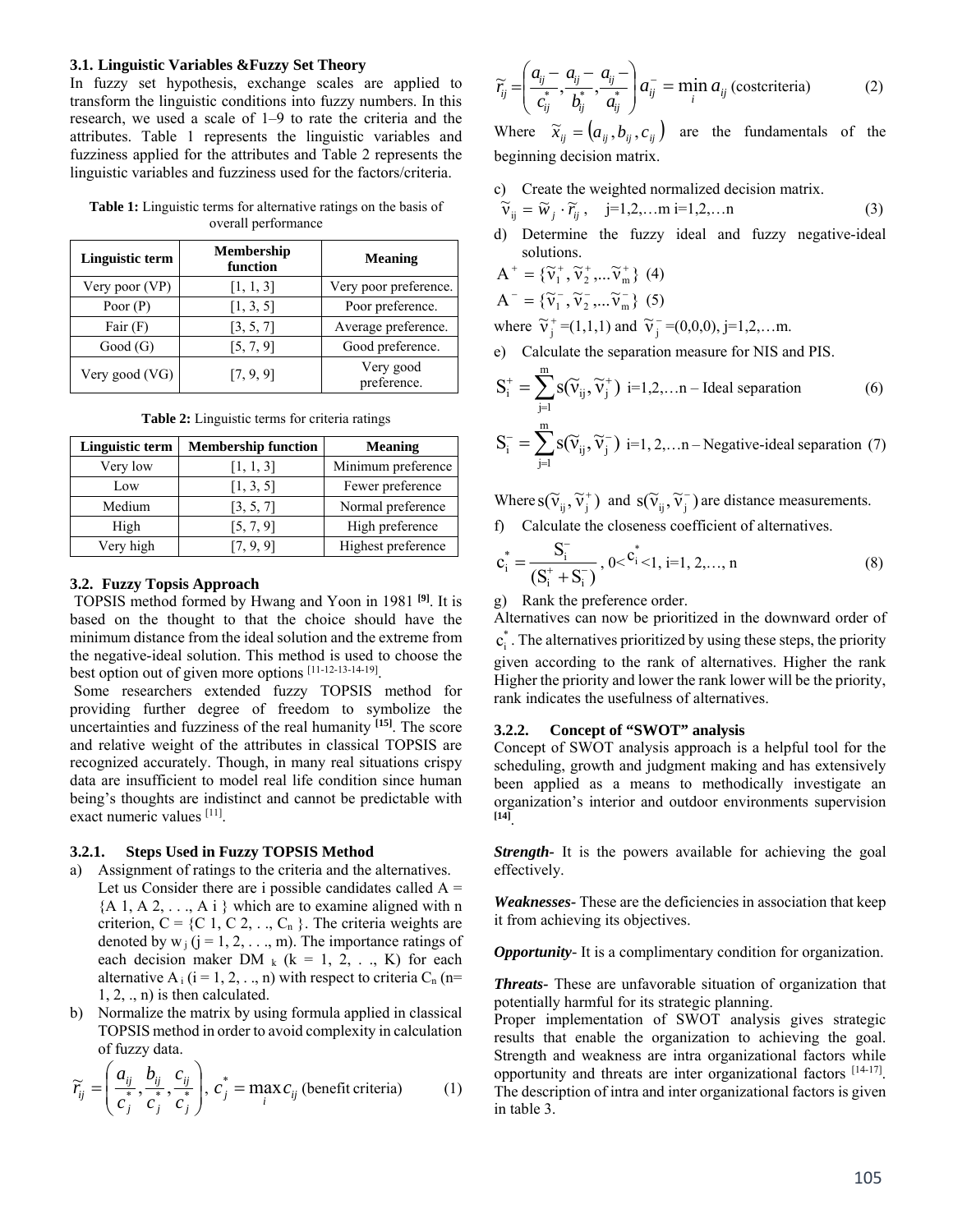### 3.1. Linguistic Variables &Fuzzy Set Theory

In fuzzy set hypothesis, exchange scales are applied to transform the linguistic conditions into fuzzy numbers. In this research, we used a scale of 1–9 to rate the criteria and the attributes. Table 1 represents the linguistic variables and fuzziness applied for the attributes and Table 2 represents the linguistic variables and fuzziness used for the factors/criteria.

**Table 1:** Linguistic terms for alternative ratings on the basis of overall performance

| Linguistic term | Membership function | Meaning |
|---|---|---|
| Very poor (VP) | [1, 1, 3] | Very poor preference. |
| Poor (P) | [1, 3, 5] | Poor preference. |
| Fair (F) | [3, 5, 7] | Average preference. |
| Good (G) | [5, 7, 9] | Good preference. |
| Very good (VG) | [7, 9, 9] | Very good preference. |

**Table 2:** Linguistic terms for criteria ratings

| Linguistic term | Membership function | Meaning |
|---|---|---|
| Very low | [1, 1, 3] | Minimum preference |
| Low | [1, 3, 5] | Fewer preference |
| Medium | [3, 5, 7] | Normal preference |
| High | [5, 7, 9] | High preference |
| Very high | [7, 9, 9] | Highest preference |

### 3.2. Fuzzy Topsis Approach

TOPSIS method formed by Hwang and Yoon in 1981 [9]. It is based on the thought to that the choice should have the minimum distance from the ideal solution and the extreme from the negative-ideal solution. This method is used to choose the best option out of given more options [11-12-13-14-19].

Some researchers extended fuzzy TOPSIS method for providing further degree of freedom to symbolize the uncertainties and fuzziness of the real humanity [15]. The score and relative weight of the attributes in classical TOPSIS are recognized accurately. Though, in many real situations crispy data are insufficient to model real life condition since human being's thoughts are indistinct and cannot be predictable with exact numeric values [11].

#### 3.2.1. Steps Used in Fuzzy TOPSIS Method

a) Assignment of ratings to the criteria and the alternatives.
Let us Consider there are i possible candidates called A = {A 1, A 2, . . ., A i } which are to examine aligned with n criterion, C = {C 1, C 2, . ., $C_n$ }. The criteria weights are denoted by $w_j$ (j = 1, 2, . . ., m). The importance ratings of each decision maker $DM_k$ (k = 1, 2, . ., K) for each alternative $A_i$ (i = 1, 2, . ., n) with respect to criteria $C_n$ (n= 1, 2, ., n) is then calculated.

b) Normalize the matrix by using formula applied in classical TOPSIS method in order to avoid complexity in calculation of fuzzy data.

$$\tilde{r}_{ij} = \left( \frac{a_{ij}}{c_j^*}, \frac{b_{ij}}{c_j^*}, \frac{c_{ij}}{c_j^*} \right),\ c_j^* = \max_i c_{ij} \text{ (benefit criteria)} \quad (1)$$

$$\tilde{r}_{ij} = \left( \frac{a_{ij}-}{c_{ij}^*}, \frac{a_{ij}-}{b_{ij}^*}, \frac{a_{ij}-}{a_{ij}^*} \right)\ a_{ij}^- = \min_i a_{ij} \text{ (costcriteria)} \quad (2)$$

Where $\tilde{x}_{ij} = (a_{ij}, b_{ij}, c_{ij})$ are the fundamentals of the beginning decision matrix.

c) Create the weighted normalized decision matrix.

$$\tilde{v}_{ij} = \tilde{w}_j \cdot \tilde{r}_{ij}, \quad j=1,2,\ldots m\ i=1,2,\ldots n \quad (3)$$

d) Determine the fuzzy ideal and fuzzy negative-ideal solutions.

$$A^+ = \{\tilde{v}_1^+, \tilde{v}_2^+, \ldots \tilde{v}_m^+\} \quad (4)$$

$$A^- = \{\tilde{v}_1^-, \tilde{v}_2^-, \ldots \tilde{v}_m^-\} \quad (5)$$

where $\tilde{v}_j^+$=(1,1,1) and $\tilde{v}_j^-$=(0,0,0), j=1,2,…m.

e) Calculate the separation measure for NIS and PIS.

$$S_i^+ = \sum_{j=1}^{m} s(\tilde{v}_{ij}, \tilde{v}_j^+) \quad i=1,2,\ldots n \text{ – Ideal separation} \quad (6)$$

$$S_i^- = \sum_{j=1}^{m} s(\tilde{v}_{ij}, \tilde{v}_j^-) \quad i=1, 2,\ldots n \text{ – Negative-ideal separation} \quad (7)$$

Where $s(\tilde{v}_{ij}, \tilde{v}_j^+)$ and $s(\tilde{v}_{ij}, \tilde{v}_j^-)$ are distance measurements.

f) Calculate the closeness coefficient of alternatives.

$$c_i^* = \frac{S_i^-}{(S_i^+ + S_i^-)},\ 0< c_i^* <1,\ i=1, 2,\ldots, n \quad (8)$$

g) Rank the preference order.

Alternatives can now be prioritized in the downward order of $c_i^*$. The alternatives prioritized by using these steps, the priority given according to the rank of alternatives. Higher the rank Higher the priority and lower the rank lower will be the priority, rank indicates the usefulness of alternatives.

#### 3.2.2. Concept of "SWOT" analysis

Concept of SWOT analysis approach is a helpful tool for the scheduling, growth and judgment making and has extensively been applied as a means to methodically investigate an organization's interior and outdoor environments supervision [14].

***Strength***- It is the powers available for achieving the goal effectively.

***Weaknesses***- These are the deficiencies in association that keep it from achieving its objectives.

***Opportunity***- It is a complimentary condition for organization.

***Threats***- These are unfavorable situation of organization that potentially harmful for its strategic planning.

Proper implementation of SWOT analysis gives strategic results that enable the organization to achieving the goal. Strength and weakness are intra organizational factors while opportunity and threats are inter organizational factors [14-17]. The description of intra and inter organizational factors is given in table 3.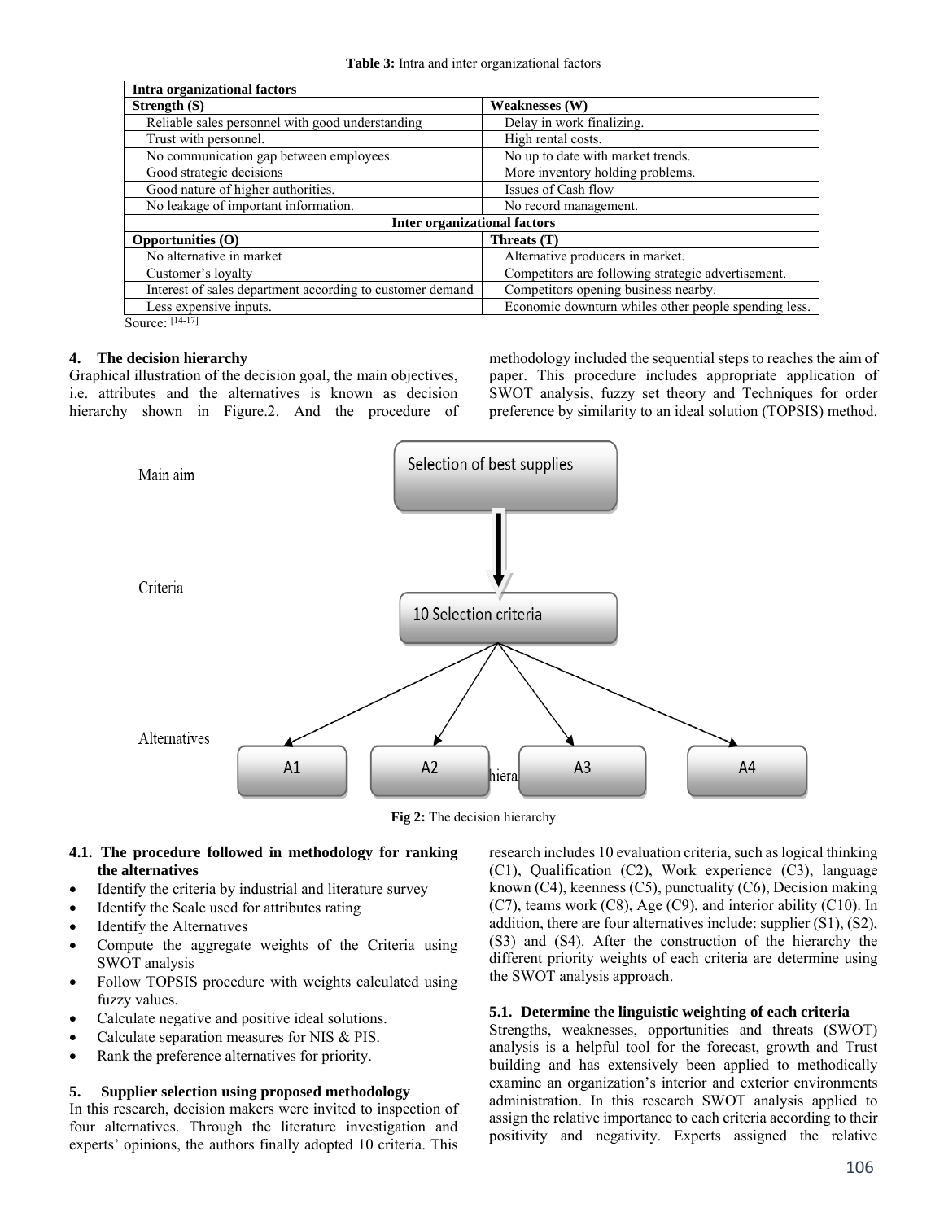**Table 3:** Intra and inter organizational factors

| Intra organizational factors | |
|---|---|
| **Strength (S)** | **Weaknesses (W)** |
| Reliable sales personnel with good understanding | Delay in work finalizing. |
| Trust with personnel. | High rental costs. |
| No communication gap between employees. | No up to date with market trends. |
| Good strategic decisions | More inventory holding problems. |
| Good nature of higher authorities. | Issues of Cash flow |
| No leakage of important information. | No record management. |
| **Inter organizational factors** | |
| **Opportunities (O)** | **Threats (T)** |
| No alternative in market | Alternative producers in market. |
| Customer's loyalty | Competitors are following strategic advertisement. |
| Interest of sales department according to customer demand | Competitors opening business nearby. |
| Less expensive inputs. | Economic downturn whiles other people spending less. |

Source: [14-17]

## 4. The decision hierarchy

Graphical illustration of the decision goal, the main objectives, i.e. attributes and the alternatives is known as decision hierarchy shown in Figure.2. And the procedure of methodology included the sequential steps to reaches the aim of paper. This procedure includes appropriate application of SWOT analysis, fuzzy set theory and Techniques for order preference by similarity to an ideal solution (TOPSIS) method.

Main aim: Selection of best supplies

Criteria: 10 Selection criteria

Alternatives: A1, A2, A3, A4

**Fig 2:** The decision hierarchy

### 4.1. The procedure followed in methodology for ranking the alternatives

- Identify the criteria by industrial and literature survey
- Identify the Scale used for attributes rating
- Identify the Alternatives
- Compute the aggregate weights of the Criteria using SWOT analysis
- Follow TOPSIS procedure with weights calculated using fuzzy values.
- Calculate negative and positive ideal solutions.
- Calculate separation measures for NIS & PIS.
- Rank the preference alternatives for priority.

## 5. Supplier selection using proposed methodology

In this research, decision makers were invited to inspection of four alternatives. Through the literature investigation and experts' opinions, the authors finally adopted 10 criteria. This research includes 10 evaluation criteria, such as logical thinking (C1), Qualification (C2), Work experience (C3), language known (C4), keenness (C5), punctuality (C6), Decision making (C7), teams work (C8), Age (C9), and interior ability (C10). In addition, there are four alternatives include: supplier (S1), (S2), (S3) and (S4). After the construction of the hierarchy the different priority weights of each criteria are determine using the SWOT analysis approach.

### 5.1. Determine the linguistic weighting of each criteria

Strengths, weaknesses, opportunities and threats (SWOT) analysis is a helpful tool for the forecast, growth and Trust building and has extensively been applied to methodically examine an organization's interior and exterior environments administration. In this research SWOT analysis applied to assign the relative importance to each criteria according to their positivity and negativity. Experts assigned the relative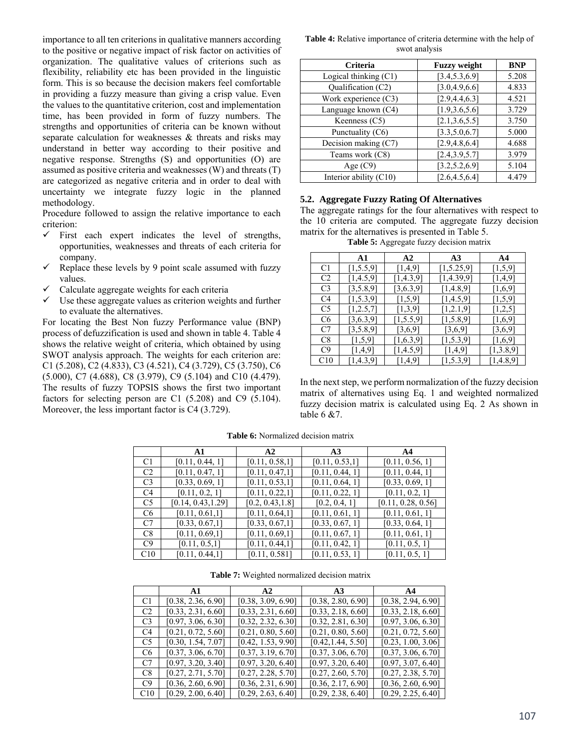importance to all ten criterions in qualitative manners according to the positive or negative impact of risk factor on activities of organization. The qualitative values of criterions such as flexibility, reliability etc has been provided in the linguistic form. This is so because the decision makers feel comfortable in providing a fuzzy measure than giving a crisp value. Even the values to the quantitative criterion, cost and implementation time, has been provided in form of fuzzy numbers. The strengths and opportunities of criteria can be known without separate calculation for weaknesses & threats and risks may understand in better way according to their positive and negative response. Strengths (S) and opportunities (O) are assumed as positive criteria and weaknesses (W) and threats (T) are categorized as negative criteria and in order to deal with uncertainty we integrate fuzzy logic in the planned methodology.

Procedure followed to assign the relative importance to each criterion:

- ✓ First each expert indicates the level of strengths, opportunities, weaknesses and threats of each criteria for company.
- ✓ Replace these levels by 9 point scale assumed with fuzzy values.
- ✓ Calculate aggregate weights for each criteria
- ✓ Use these aggregate values as criterion weights and further to evaluate the alternatives.

For locating the Best Non fuzzy Performance value (BNP) process of defuzzification is used and shown in table 4. Table 4 shows the relative weight of criteria, which obtained by using SWOT analysis approach. The weights for each criterion are: C1 (5.208), C2 (4.833), C3 (4.521), C4 (3.729), C5 (3.750), C6 (5.000), C7 (4.688), C8 (3.979), C9 (5.104) and C10 (4.479). The results of fuzzy TOPSIS shows the first two important factors for selecting person are C1 (5.208) and C9 (5.104). Moreover, the less important factor is C4 (3.729).

**Table 4:** Relative importance of criteria determine with the help of swot analysis

| Criteria | Fuzzy weight | BNP |
|---|---|---|
| Logical thinking (C1) | [3.4,5.3,6.9] | 5.208 |
| Qualification (C2) | [3.0,4.9,6.6] | 4.833 |
| Work experience (C3) | [2.9,4.4,6.3] | 4.521 |
| Language known (C4) | [1.9,3.6,5.6] | 3.729 |
| Keenness (C5) | [2.1,3.6,5.5] | 3.750 |
| Punctuality (C6) | [3.3,5.0,6.7] | 5.000 |
| Decision making (C7) | [2.9,4.8,6.4] | 4.688 |
| Teams work (C8) | [2.4,3.9,5.7] | 3.979 |
| Age (C9) | [3.2,5.2,6.9] | 5.104 |
| Interior ability (C10) | [2.6,4.5,6.4] | 4.479 |

## 5.2. Aggregate Fuzzy Rating Of Alternatives

The aggregate ratings for the four alternatives with respect to the 10 criteria are computed. The aggregate fuzzy decision matrix for the alternatives is presented in Table 5.

**Table 5:** Aggregate fuzzy decision matrix

| | A1 | A2 | A3 | A4 |
|---|---|---|---|---|
| C1 | [1,5.5,9] | [1,4,9] | [1,5.25,9] | [1,5,9] |
| C2 | [1,4.5,9] | [1,4.3,9] | [1,4.39,9] | [1,4,9] |
| C3 | [3,5.8,9] | [3,6.3,9] | [1,4.8,9] | [1,6,9] |
| C4 | [1,5.3,9] | [1,5,9] | [1,4.5,9] | [1,5,9] |
| C5 | [1,2.5,7] | [1,3,9] | [1,2.1,9] | [1,2,5] |
| C6 | [3,6.3,9] | [1,5.5,9] | [1,5.8,9] | [1,6,9] |
| C7 | [3,5.8,9] | [3,6,9] | [3,6,9] | [3,6,9] |
| C8 | [1,5,9] | [1,6.3,9] | [1,5.3,9] | [1,6,9] |
| C9 | [1,4,9] | [1,4.5,9] | [1,4,9] | [1,3.8,9] |
| C10 | [1,4.3,9] | [1,4,9] | [1,5.3,9] | [1,4.8,9] |

In the next step, we perform normalization of the fuzzy decision matrix of alternatives using Eq. 1 and weighted normalized fuzzy decision matrix is calculated using Eq. 2 As shown in table 6 &7.

**Table 6:** Normalized decision matrix

| | A1 | A2 | A3 | A4 |
|---|---|---|---|---|
| C1 | [0.11, 0.44, 1] | [0.11, 0.58,1] | [0.11, 0.53,1] | [0.11, 0.56, 1] |
| C2 | [0.11, 0.47, 1] | [0.11, 0.47,1] | [0.11, 0.44, 1] | [0.11, 0.44, 1] |
| C3 | [0.33, 0.69, 1] | [0.11, 0.53,1] | [0.11, 0.64, 1] | [0.33, 0.69, 1] |
| C4 | [0.11, 0.2, 1] | [0.11, 0.22,1] | [0.11, 0.22, 1] | [0.11, 0.2, 1] |
| C5 | [0.14, 0.43,1.29] | [0.2, 0.43,1.8] | [0.2, 0.4, 1] | [0.11, 0.28, 0.56] |
| C6 | [0.11, 0.61,1] | [0.11, 0.64,1] | [0.11, 0.61, 1] | [0.11, 0.61, 1] |
| C7 | [0.33, 0.67,1] | [0.33, 0.67,1] | [0.33, 0.67, 1] | [0.33, 0.64, 1] |
| C8 | [0.11, 0.69,1] | [0.11, 0.69,1] | [0.11, 0.67, 1] | [0.11, 0.61, 1] |
| C9 | [0.11, 0.5,1] | [0.11, 0.44,1] | [0.11, 0.42, 1] | [0.11, 0.5, 1] |
| C10 | [0.11, 0.44,1] | [0.11, 0.581] | [0.11, 0.53, 1] | [0.11, 0.5, 1] |

**Table 7:** Weighted normalized decision matrix

| | A1 | A2 | A3 | A4 |
|---|---|---|---|---|
| C1 | [0.38, 2.36, 6.90] | [0.38, 3.09, 6.90] | [0.38, 2.80, 6.90] | [0.38, 2.94, 6.90] |
| C2 | [0.33, 2.31, 6.60] | [0.33, 2.31, 6.60] | [0.33, 2.18, 6.60] | [0.33, 2.18, 6.60] |
| C3 | [0.97, 3.06, 6.30] | [0.32, 2.32, 6.30] | [0.32, 2.81, 6.30] | [0.97, 3.06, 6.30] |
| C4 | [0.21, 0.72, 5.60] | [0.21, 0.80, 5.60] | [0.21, 0.80, 5.60] | [0.21, 0.72, 5.60] |
| C5 | [0.30, 1.54, 7.07] | [0.42, 1.53, 9.90] | [0.42,1.44, 5.50] | [0.23, 1.00, 3.06] |
| C6 | [0.37, 3.06, 6.70] | [0.37, 3.19, 6.70] | [0.37, 3.06, 6.70] | [0.37, 3.06, 6.70] |
| C7 | [0.97, 3.20, 3.40] | [0.97, 3.20, 6.40] | [0.97, 3.20, 6.40] | [0.97, 3.07, 6.40] |
| C8 | [0.27, 2.71, 5.70] | [0.27, 2.28, 5.70] | [0.27, 2.60, 5.70] | [0.27, 2.38, 5.70] |
| C9 | [0.36, 2.60, 6.90] | [0.36, 2.31, 6.90] | [0.36, 2.17, 6.90] | [0.36, 2.60, 6.90] |
| C10 | [0.29, 2.00, 6.40] | [0.29, 2.63, 6.40] | [0.29, 2.38, 6.40] | [0.29, 2.25, 6.40] |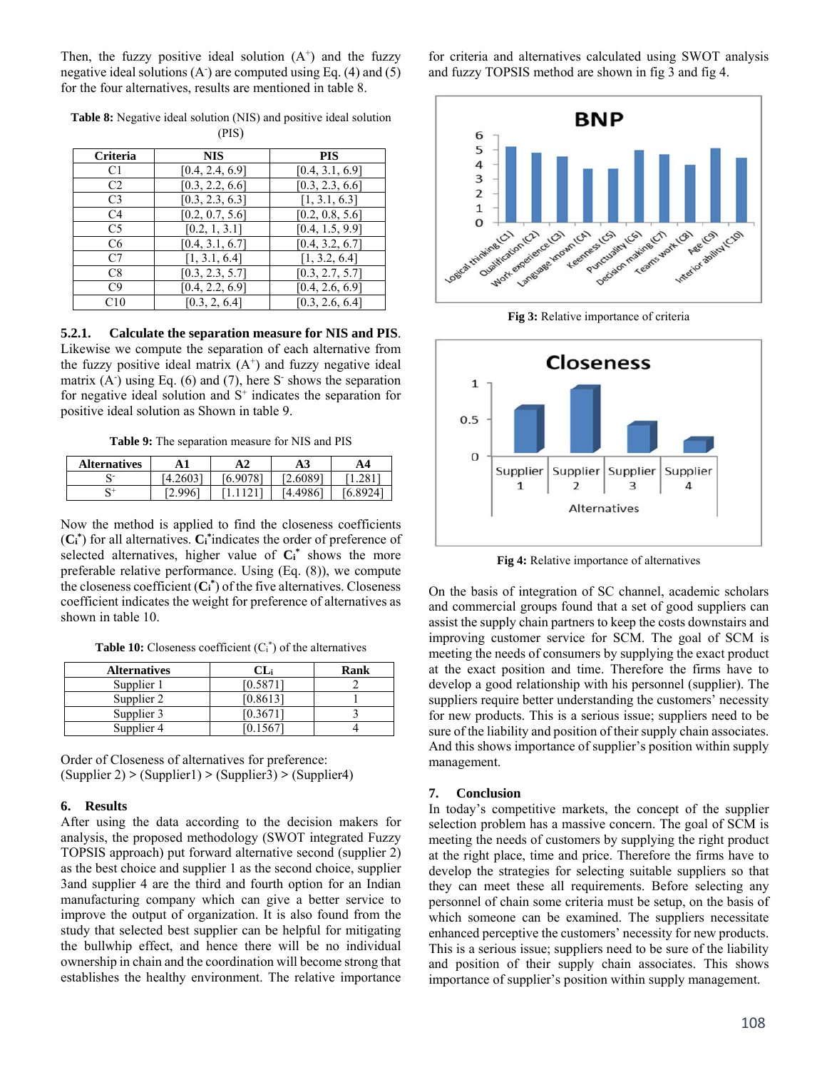Then, the fuzzy positive ideal solution ($A^+$) and the fuzzy negative ideal solutions ($A^-$) are computed using Eq. (4) and (5) for the four alternatives, results are mentioned in table 8.

**Table 8:** Negative ideal solution (NIS) and positive ideal solution (PIS)

| Criteria | NIS | PIS |
|---|---|---|
| C1 | [0.4, 2.4, 6.9] | [0.4, 3.1, 6.9] |
| C2 | [0.3, 2.2, 6.6] | [0.3, 2.3, 6.6] |
| C3 | [0.3, 2.3, 6.3] | [1, 3.1, 6.3] |
| C4 | [0.2, 0.7, 5.6] | [0.2, 0.8, 5.6] |
| C5 | [0.2, 1, 3.1] | [0.4, 1.5, 9.9] |
| C6 | [0.4, 3.1, 6.7] | [0.4, 3.2, 6.7] |
| C7 | [1, 3.1, 6.4] | [1, 3.2, 6.4] |
| C8 | [0.3, 2.3, 5.7] | [0.3, 2.7, 5.7] |
| C9 | [0.4, 2.2, 6.9] | [0.4, 2.6, 6.9] |
| C10 | [0.3, 2, 6.4] | [0.3, 2.6, 6.4] |

### 5.2.1. Calculate the separation measure for NIS and PIS.

Likewise we compute the separation of each alternative from the fuzzy positive ideal matrix ($A^+$) and fuzzy negative ideal matrix ($A^-$) using Eq. (6) and (7), here $S^-$ shows the separation for negative ideal solution and $S^+$ indicates the separation for positive ideal solution as Shown in table 9.

**Table 9:** The separation measure for NIS and PIS

| Alternatives | A1 | A2 | A3 | A4 |
|---|---|---|---|---|
| $S^-$ | [4.2603] | [6.9078] | [2.6089] | [1.281] |
| $S^+$ | [2.996] | [1.1121] | [4.4986] | [6.8924] |

Now the method is applied to find the closeness coefficients (**$C_i^*$**) for all alternatives. **$C_i^*$** indicates the order of preference of selected alternatives, higher value of **$C_i^*$** shows the more preferable relative performance. Using (Eq. (8)), we compute the closeness coefficient (**$C_i^*$**) of the five alternatives. Closeness coefficient indicates the weight for preference of alternatives as shown in table 10.

**Table 10:** Closeness coefficient ($C_i^*$) of the alternatives

| Alternatives | $CL_i$ | Rank |
|---|---|---|
| Supplier 1 | [0.5871] | 2 |
| Supplier 2 | [0.8613] | 1 |
| Supplier 3 | [0.3671] | 3 |
| Supplier 4 | [0.1567] | 4 |

Order of Closeness of alternatives for preference:
(Supplier 2) > (Supplier1) > (Supplier3) > (Supplier4)

## 6. Results

After using the data according to the decision makers for analysis, the proposed methodology (SWOT integrated Fuzzy TOPSIS approach) put forward alternative second (supplier 2) as the best choice and supplier 1 as the second choice, supplier 3and supplier 4 are the third and fourth option for an Indian manufacturing company which can give a better service to improve the output of organization. It is also found from the study that selected best supplier can be helpful for mitigating the bullwhip effect, and hence there will be no individual ownership in chain and the coordination will become strong that establishes the healthy environment. The relative importance for criteria and alternatives calculated using SWOT analysis and fuzzy TOPSIS method are shown in fig 3 and fig 4.

**Fig 3:** Relative importance of criteria

**Fig 4:** Relative importance of alternatives

On the basis of integration of SC channel, academic scholars and commercial groups found that a set of good suppliers can assist the supply chain partners to keep the costs downstairs and improving customer service for SCM. The goal of SCM is meeting the needs of consumers by supplying the exact product at the exact position and time. Therefore the firms have to develop a good relationship with his personnel (supplier). The suppliers require better understanding the customers' necessity for new products. This is a serious issue; suppliers need to be sure of the liability and position of their supply chain associates. And this shows importance of supplier's position within supply management.

## 7. Conclusion

In today's competitive markets, the concept of the supplier selection problem has a massive concern. The goal of SCM is meeting the needs of customers by supplying the right product at the right place, time and price. Therefore the firms have to develop the strategies for selecting suitable suppliers so that they can meet these all requirements. Before selecting any personnel of chain some criteria must be setup, on the basis of which someone can be examined. The suppliers necessitate enhanced perceptive the customers' necessity for new products. This is a serious issue; suppliers need to be sure of the liability and position of their supply chain associates. This shows importance of supplier's position within supply management.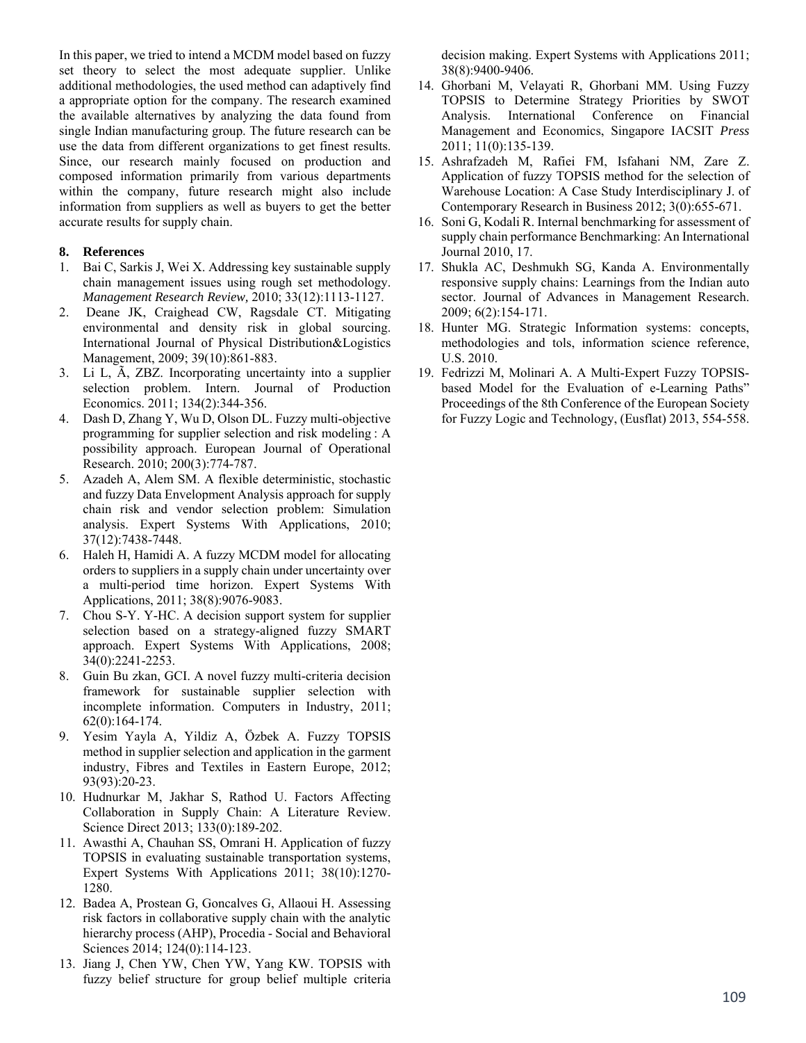In this paper, we tried to intend a MCDM model based on fuzzy set theory to select the most adequate supplier. Unlike additional methodologies, the used method can adaptively find a appropriate option for the company. The research examined the available alternatives by analyzing the data found from single Indian manufacturing group. The future research can be use the data from different organizations to get finest results. Since, our research mainly focused on production and composed information primarily from various departments within the company, future research might also include information from suppliers as well as buyers to get the better accurate results for supply chain.

## 8. References

1. Bai C, Sarkis J, Wei X. Addressing key sustainable supply chain management issues using rough set methodology. *Management Research Review,* 2010; 33(12):1113-1127.
2. Deane JK, Craighead CW, Ragsdale CT. Mitigating environmental and density risk in global sourcing. International Journal of Physical Distribution&Logistics Management, 2009; 39(10):861-883.
3. Li L, Ã, ZBZ. Incorporating uncertainty into a supplier selection problem. Intern. Journal of Production Economics. 2011; 134(2):344-356.
4. Dash D, Zhang Y, Wu D, Olson DL. Fuzzy multi-objective programming for supplier selection and risk modeling : A possibility approach. European Journal of Operational Research. 2010; 200(3):774-787.
5. Azadeh A, Alem SM. A flexible deterministic, stochastic and fuzzy Data Envelopment Analysis approach for supply chain risk and vendor selection problem: Simulation analysis. Expert Systems With Applications, 2010; 37(12):7438-7448.
6. Haleh H, Hamidi A. A fuzzy MCDM model for allocating orders to suppliers in a supply chain under uncertainty over a multi-period time horizon. Expert Systems With Applications, 2011; 38(8):9076-9083.
7. Chou S-Y. Y-HC. A decision support system for supplier selection based on a strategy-aligned fuzzy SMART approach. Expert Systems With Applications, 2008; 34(0):2241-2253.
8. Guin Bu zkan, GCI. A novel fuzzy multi-criteria decision framework for sustainable supplier selection with incomplete information. Computers in Industry, 2011; 62(0):164-174.
9. Yesim Yayla A, Yildiz A, Özbek A. Fuzzy TOPSIS method in supplier selection and application in the garment industry, Fibres and Textiles in Eastern Europe, 2012; 93(93):20-23.
10. Hudnurkar M, Jakhar S, Rathod U. Factors Affecting Collaboration in Supply Chain: A Literature Review. Science Direct 2013; 133(0):189-202.
11. Awasthi A, Chauhan SS, Omrani H. Application of fuzzy TOPSIS in evaluating sustainable transportation systems, Expert Systems With Applications 2011; 38(10):1270-1280.
12. Badea A, Prostean G, Goncalves G, Allaoui H. Assessing risk factors in collaborative supply chain with the analytic hierarchy process (AHP), Procedia - Social and Behavioral Sciences 2014; 124(0):114-123.
13. Jiang J, Chen YW, Chen YW, Yang KW. TOPSIS with fuzzy belief structure for group belief multiple criteria decision making. Expert Systems with Applications 2011; 38(8):9400-9406.
14. Ghorbani M, Velayati R, Ghorbani MM. Using Fuzzy TOPSIS to Determine Strategy Priorities by SWOT Analysis. International Conference on Financial Management and Economics, Singapore IACSIT *Press* 2011; 11(0):135-139.
15. Ashrafzadeh M, Rafiei FM, Isfahani NM, Zare Z. Application of fuzzy TOPSIS method for the selection of Warehouse Location: A Case Study Interdisciplinary J. of Contemporary Research in Business 2012; 3(0):655-671.
16. Soni G, Kodali R. Internal benchmarking for assessment of supply chain performance Benchmarking: An International Journal 2010, 17.
17. Shukla AC, Deshmukh SG, Kanda A. Environmentally responsive supply chains: Learnings from the Indian auto sector. Journal of Advances in Management Research. 2009; 6(2):154-171.
18. Hunter MG. Strategic Information systems: concepts, methodologies and tols, information science reference, U.S. 2010.
19. Fedrizzi M, Molinari A. A Multi-Expert Fuzzy TOPSIS-based Model for the Evaluation of e-Learning Paths" Proceedings of the 8th Conference of the European Society for Fuzzy Logic and Technology, (Eusflat) 2013, 554-558.